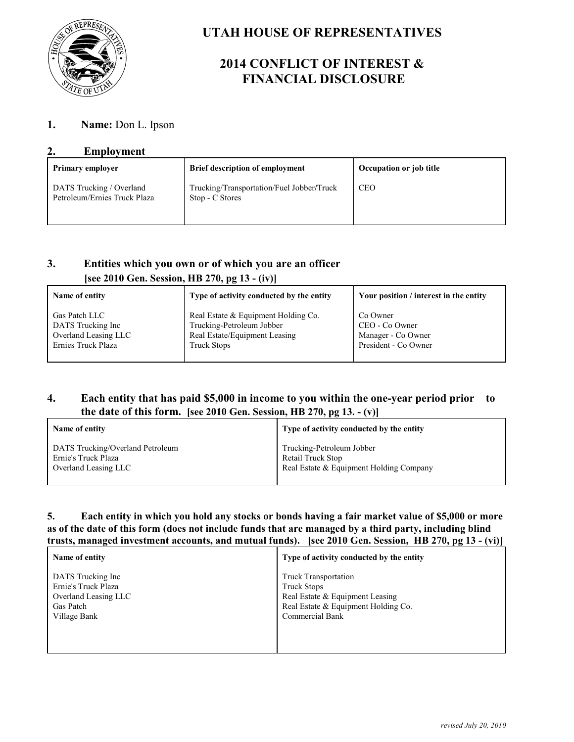# UTAH HOUSE OF REPRESENTATIVES

## 2014 CONFLICT OF INTEREST & FINANCIAL DISCLOSURE

**1. Name:** Don L. Ipson

**2. Employment**

| Primary employer | Brief description of employment | Occupation or job title |
|---|---|---|
| DATS Trucking / Overland Petroleum/Ernies Truck Plaza | Trucking/Transportation/Fuel Jobber/Truck Stop - C Stores | CEO |

**3. Entities which you own or of which you are an officer [see 2010 Gen. Session, HB 270, pg 13 - (iv)]**

| Name of entity | Type of activity conducted by the entity | Your position / interest in the entity |
|---|---|---|
| Gas Patch LLC | Real Estate & Equipment Holding Co. | Co Owner |
| DATS Trucking Inc | Trucking-Petroleum Jobber | CEO - Co Owner |
| Overland Leasing LLC | Real Estate/Equipment Leasing | Manager - Co Owner |
| Ernies Truck Plaza | Truck Stops | President - Co Owner |

**4. Each entity that has paid $5,000 in income to you within the one-year period prior to the date of this form. [see 2010 Gen. Session, HB 270, pg 13. - (v)]**

| Name of entity | Type of activity conducted by the entity |
|---|---|
| DATS Trucking/Overland Petroleum | Trucking-Petroleum Jobber |
| Ernie's Truck Plaza | Retail Truck Stop |
| Overland Leasing LLC | Real Estate & Equipment Holding Company |

**5. Each entity in which you hold any stocks or bonds having a fair market value of $5,000 or more as of the date of this form (does not include funds that are managed by a third party, including blind trusts, managed investment accounts, and mutual funds). [see 2010 Gen. Session, HB 270, pg 13 - (vi)]**

| Name of entity | Type of activity conducted by the entity |
|---|---|
| DATS Trucking Inc | Truck Transportation |
| Ernie's Truck Plaza | Truck Stops |
| Overland Leasing LLC | Real Estate & Equipment Leasing |
| Gas Patch | Real Estate & Equipment Holding Co. |
| Village Bank | Commercial Bank |

*revised July 20, 2010*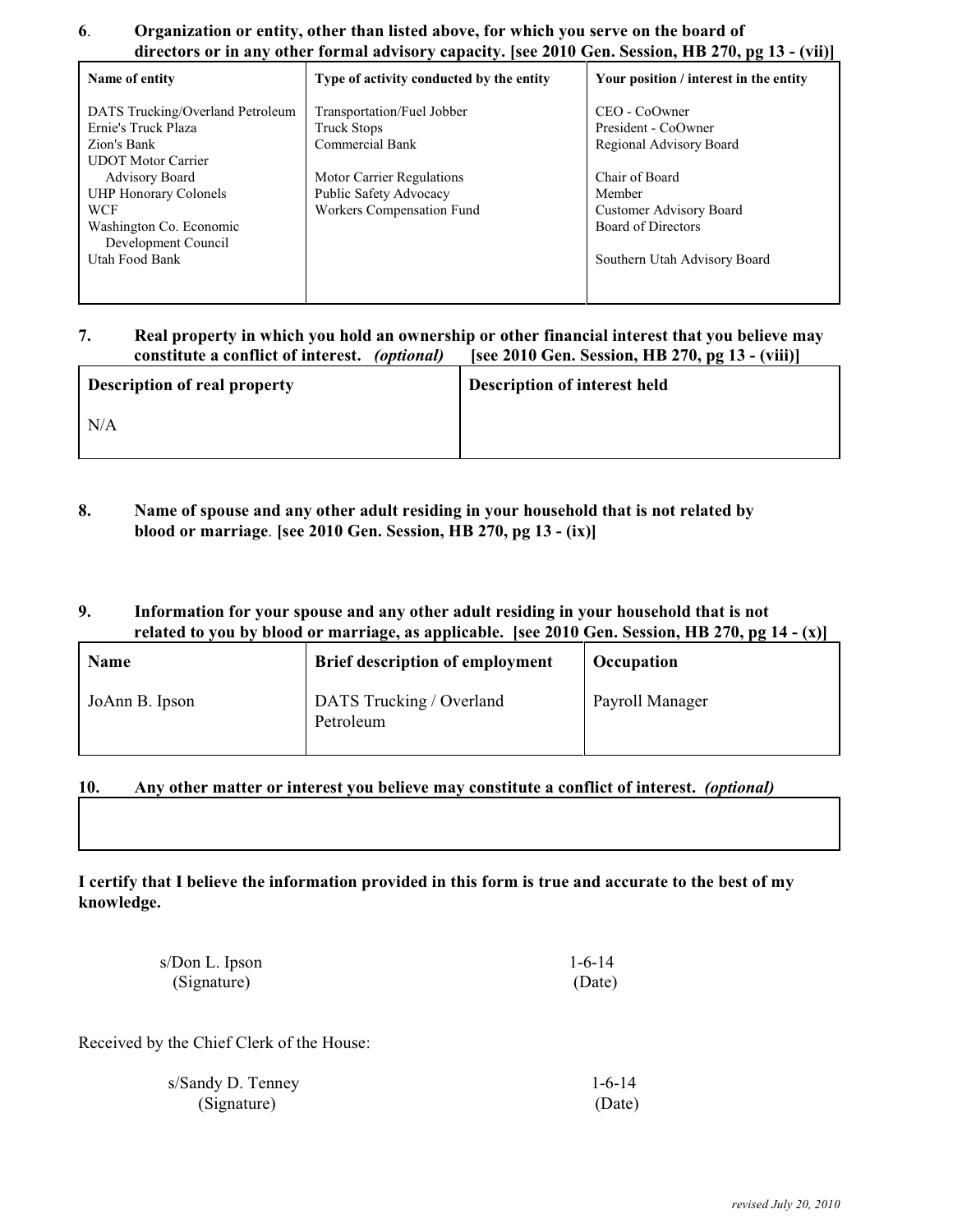**6. Organization or entity, other than listed above, for which you serve on the board of directors or in any other formal advisory capacity. [see 2010 Gen. Session, HB 270, pg 13 - (vii)]**

| Name of entity | Type of activity conducted by the entity | Your position / interest in the entity |
|---|---|---|
| DATS Trucking/Overland Petroleum | Transportation/Fuel Jobber | CEO - CoOwner |
| Ernie's Truck Plaza | Truck Stops | President - CoOwner |
| Zion's Bank | Commercial Bank | Regional Advisory Board |
| UDOT Motor Carrier Advisory Board | Motor Carrier Regulations | Chair of Board |
| UHP Honorary Colonels | Public Safety Advocacy | Member |
| WCF | Workers Compensation Fund | Customer Advisory Board |
| Washington Co. Economic Development Council | | Board of Directors |
| Utah Food Bank | | Southern Utah Advisory Board |

**7. Real property in which you hold an ownership or other financial interest that you believe may constitute a conflict of interest.** ***(optional)*** **[see 2010 Gen. Session, HB 270, pg 13 - (viii)]**

| Description of real property | Description of interest held |
|---|---|
| N/A | |

**8. Name of spouse and any other adult residing in your household that is not related by blood or marriage. [see 2010 Gen. Session, HB 270, pg 13 - (ix)]**

**9. Information for your spouse and any other adult residing in your household that is not related to you by blood or marriage, as applicable. [see 2010 Gen. Session, HB 270, pg 14 - (x)]**

| Name | Brief description of employment | Occupation |
|---|---|---|
| JoAnn B. Ipson | DATS Trucking / Overland Petroleum | Payroll Manager |

**10. Any other matter or interest you believe may constitute a conflict of interest.** ***(optional)***

**I certify that I believe the information provided in this form is true and accurate to the best of my knowledge.**

s/Don L. Ipson (Signature) — 1-6-14 (Date)

Received by the Chief Clerk of the House:

s/Sandy D. Tenney (Signature) — 1-6-14 (Date)

*revised July 20, 2010*